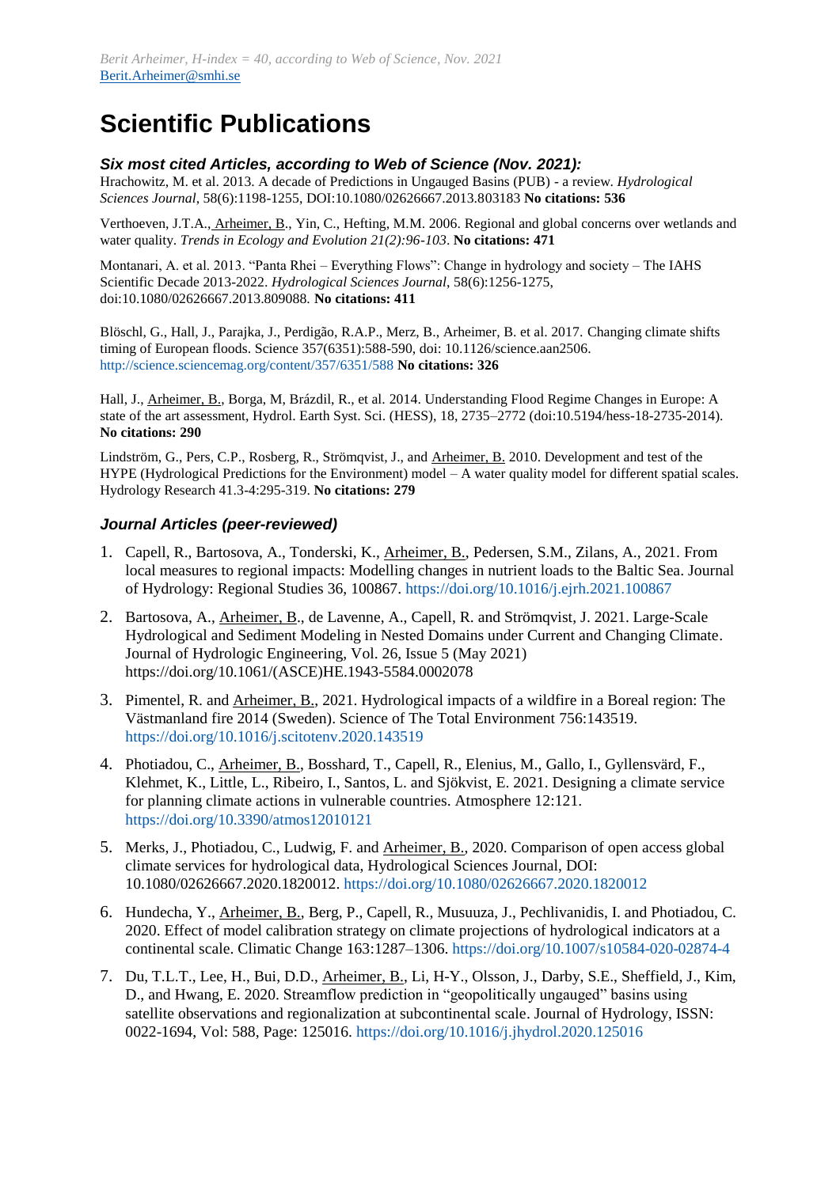*Berit Arheimer, H-index = 40, according to Web of Science, Nov. 2021*
Berit.Arheimer@smhi.se

# Scientific Publications

### *Six most cited Articles, according to Web of Science (Nov. 2021):*

Hrachowitz, M. et al. 2013. A decade of Predictions in Ungauged Basins (PUB) - a review. *Hydrological Sciences Journal*, 58(6):1198-1255, DOI:10.1080/02626667.2013.803183 **No citations: 536**

Verthoeven, J.T.A., Arheimer, B., Yin, C., Hefting, M.M. 2006. Regional and global concerns over wetlands and water quality. *Trends in Ecology and Evolution 21(2):96-103*. **No citations: 471**

Montanari, A. et al. 2013. "Panta Rhei – Everything Flows": Change in hydrology and society – The IAHS Scientific Decade 2013-2022. *Hydrological Sciences Journal*, 58(6):1256-1275, doi:10.1080/02626667.2013.809088. **No citations: 411**

Blöschl, G., Hall, J., Parajka, J., Perdigão, R.A.P., Merz, B., Arheimer, B. et al. 2017. Changing climate shifts timing of European floods. Science 357(6351):588-590, doi: 10.1126/science.aan2506. http://science.sciencemag.org/content/357/6351/588 **No citations: 326**

Hall, J., Arheimer, B., Borga, M, Brázdil, R., et al. 2014. Understanding Flood Regime Changes in Europe: A state of the art assessment, Hydrol. Earth Syst. Sci. (HESS), 18, 2735–2772 (doi:10.5194/hess-18-2735-2014). **No citations: 290**

Lindström, G., Pers, C.P., Rosberg, R., Strömqvist, J., and Arheimer, B. 2010. Development and test of the HYPE (Hydrological Predictions for the Environment) model – A water quality model for different spatial scales. Hydrology Research 41.3-4:295-319. **No citations: 279**

### *Journal Articles (peer-reviewed)*

1. Capell, R., Bartosova, A., Tonderski, K., Arheimer, B., Pedersen, S.M., Zilans, A., 2021. From local measures to regional impacts: Modelling changes in nutrient loads to the Baltic Sea. Journal of Hydrology: Regional Studies 36, 100867. https://doi.org/10.1016/j.ejrh.2021.100867
2. Bartosova, A., Arheimer, B., de Lavenne, A., Capell, R. and Strömqvist, J. 2021. Large-Scale Hydrological and Sediment Modeling in Nested Domains under Current and Changing Climate. Journal of Hydrologic Engineering, Vol. 26, Issue 5 (May 2021) https://doi.org/10.1061/(ASCE)HE.1943-5584.0002078
3. Pimentel, R. and Arheimer, B., 2021. Hydrological impacts of a wildfire in a Boreal region: The Västmanland fire 2014 (Sweden). Science of The Total Environment 756:143519. https://doi.org/10.1016/j.scitotenv.2020.143519
4. Photiadou, C., Arheimer, B., Bosshard, T., Capell, R., Elenius, M., Gallo, I., Gyllensvärd, F., Klehmet, K., Little, L., Ribeiro, I., Santos, L. and Sjökvist, E. 2021. Designing a climate service for planning climate actions in vulnerable countries. Atmosphere 12:121. https://doi.org/10.3390/atmos12010121
5. Merks, J., Photiadou, C., Ludwig, F. and Arheimer, B., 2020. Comparison of open access global climate services for hydrological data, Hydrological Sciences Journal, DOI: 10.1080/02626667.2020.1820012. https://doi.org/10.1080/02626667.2020.1820012
6. Hundecha, Y., Arheimer, B., Berg, P., Capell, R., Musuuza, J., Pechlivanidis, I. and Photiadou, C. 2020. Effect of model calibration strategy on climate projections of hydrological indicators at a continental scale. Climatic Change 163:1287–1306. https://doi.org/10.1007/s10584-020-02874-4
7. Du, T.L.T., Lee, H., Bui, D.D., Arheimer, B., Li, H-Y., Olsson, J., Darby, S.E., Sheffield, J., Kim, D., and Hwang, E. 2020. Streamflow prediction in "geopolitically ungauged" basins using satellite observations and regionalization at subcontinental scale. Journal of Hydrology, ISSN: 0022-1694, Vol: 588, Page: 125016. https://doi.org/10.1016/j.jhydrol.2020.125016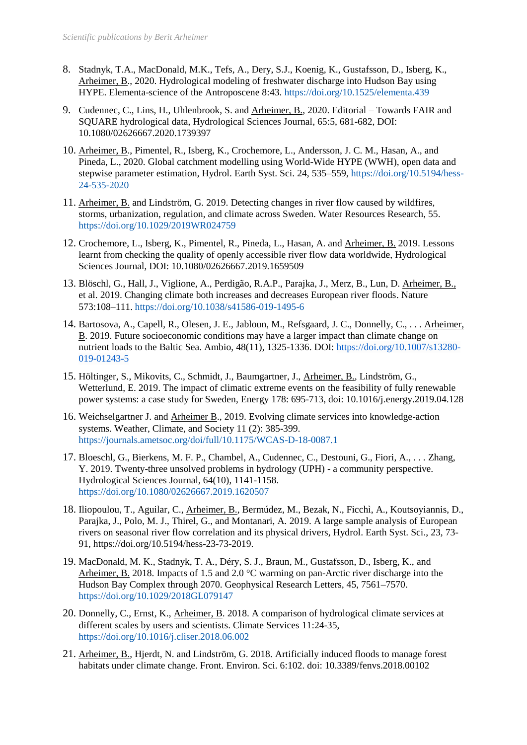8. Stadnyk, T.A., MacDonald, M.K., Tefs, A., Dery, S.J., Koenig, K., Gustafsson, D., Isberg, K., Arheimer, B., 2020. Hydrological modeling of freshwater discharge into Hudson Bay using HYPE. Elementa-science of the Antroposcene 8:43. https://doi.org/10.1525/elementa.439

9. Cudennec, C., Lins, H., Uhlenbrook, S. and Arheimer, B., 2020. Editorial – Towards FAIR and SQUARE hydrological data, Hydrological Sciences Journal, 65:5, 681-682, DOI: 10.1080/02626667.2020.1739397

10. Arheimer, B., Pimentel, R., Isberg, K., Crochemore, L., Andersson, J. C. M., Hasan, A., and Pineda, L., 2020. Global catchment modelling using World-Wide HYPE (WWH), open data and stepwise parameter estimation, Hydrol. Earth Syst. Sci. 24, 535–559, https://doi.org/10.5194/hess-24-535-2020

11. Arheimer, B. and Lindström, G. 2019. Detecting changes in river flow caused by wildfires, storms, urbanization, regulation, and climate across Sweden. Water Resources Research, 55. https://doi.org/10.1029/2019WR024759

12. Crochemore, L., Isberg, K., Pimentel, R., Pineda, L., Hasan, A. and Arheimer, B. 2019. Lessons learnt from checking the quality of openly accessible river flow data worldwide, Hydrological Sciences Journal, DOI: 10.1080/02626667.2019.1659509

13. Blöschl, G., Hall, J., Viglione, A., Perdigão, R.A.P., Parajka, J., Merz, B., Lun, D. Arheimer, B., et al. 2019. Changing climate both increases and decreases European river floods. Nature 573:108–111. https://doi.org/10.1038/s41586-019-1495-6

14. Bartosova, A., Capell, R., Olesen, J. E., Jabloun, M., Refsgaard, J. C., Donnelly, C., . . . Arheimer, B. 2019. Future socioeconomic conditions may have a larger impact than climate change on nutrient loads to the Baltic Sea. Ambio, 48(11), 1325-1336. DOI: https://doi.org/10.1007/s13280-019-01243-5

15. Höltinger, S., Mikovits, C., Schmidt, J., Baumgartner, J., Arheimer, B., Lindström, G., Wetterlund, E. 2019. The impact of climatic extreme events on the feasibility of fully renewable power systems: a case study for Sweden, Energy 178: 695-713, doi: 10.1016/j.energy.2019.04.128

16. Weichselgartner J. and Arheimer B., 2019. Evolving climate services into knowledge-action systems. Weather, Climate, and Society 11 (2): 385-399. https://journals.ametsoc.org/doi/full/10.1175/WCAS-D-18-0087.1

17. Bloeschl, G., Bierkens, M. F. P., Chambel, A., Cudennec, C., Destouni, G., Fiori, A., . . . Zhang, Y. 2019. Twenty-three unsolved problems in hydrology (UPH) - a community perspective. Hydrological Sciences Journal, 64(10), 1141-1158. https://doi.org/10.1080/02626667.2019.1620507

18. Iliopoulou, T., Aguilar, C., Arheimer, B., Bermúdez, M., Bezak, N., Ficchì, A., Koutsoyiannis, D., Parajka, J., Polo, M. J., Thirel, G., and Montanari, A. 2019. A large sample analysis of European rivers on seasonal river flow correlation and its physical drivers, Hydrol. Earth Syst. Sci., 23, 73-91, https://doi.org/10.5194/hess-23-73-2019.

19. MacDonald, M. K., Stadnyk, T. A., Déry, S. J., Braun, M., Gustafsson, D., Isberg, K., and Arheimer, B. 2018. Impacts of 1.5 and 2.0 °C warming on pan-Arctic river discharge into the Hudson Bay Complex through 2070. Geophysical Research Letters, 45, 7561–7570. https://doi.org/10.1029/2018GL079147

20. Donnelly, C., Ernst, K., Arheimer, B. 2018. A comparison of hydrological climate services at different scales by users and scientists. Climate Services 11:24-35, https://doi.org/10.1016/j.cliser.2018.06.002

21. Arheimer, B., Hjerdt, N. and Lindström, G. 2018. Artificially induced floods to manage forest habitats under climate change. Front. Environ. Sci. 6:102. doi: 10.3389/fenvs.2018.00102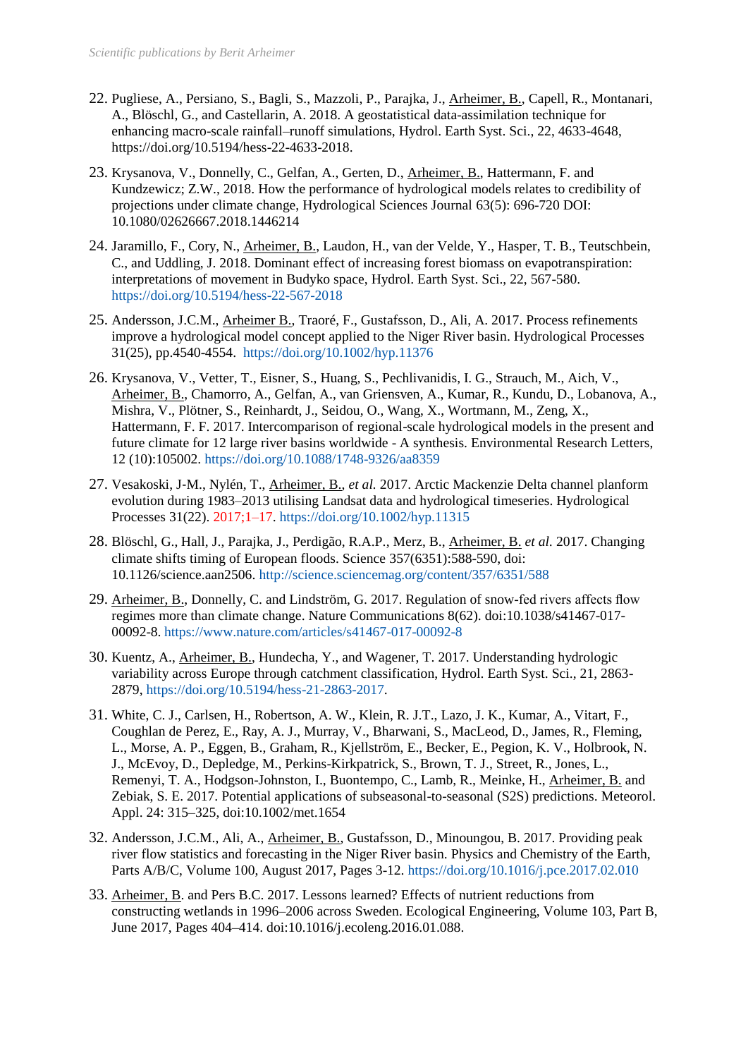22. Pugliese, A., Persiano, S., Bagli, S., Mazzoli, P., Parajka, J., Arheimer, B., Capell, R., Montanari, A., Blöschl, G., and Castellarin, A. 2018. A geostatistical data-assimilation technique for enhancing macro-scale rainfall–runoff simulations, Hydrol. Earth Syst. Sci., 22, 4633-4648, https://doi.org/10.5194/hess-22-4633-2018.

23. Krysanova, V., Donnelly, C., Gelfan, A., Gerten, D., Arheimer, B., Hattermann, F. and Kundzewicz; Z.W., 2018. How the performance of hydrological models relates to credibility of projections under climate change, Hydrological Sciences Journal 63(5): 696-720 DOI: 10.1080/02626667.2018.1446214

24. Jaramillo, F., Cory, N., Arheimer, B., Laudon, H., van der Velde, Y., Hasper, T. B., Teutschbein, C., and Uddling, J. 2018. Dominant effect of increasing forest biomass on evapotranspiration: interpretations of movement in Budyko space, Hydrol. Earth Syst. Sci., 22, 567-580. https://doi.org/10.5194/hess-22-567-2018

25. Andersson, J.C.M., Arheimer B., Traoré, F., Gustafsson, D., Ali, A. 2017. Process refinements improve a hydrological model concept applied to the Niger River basin. Hydrological Processes 31(25), pp.4540-4554. https://doi.org/10.1002/hyp.11376

26. Krysanova, V., Vetter, T., Eisner, S., Huang, S., Pechlivanidis, I. G., Strauch, M., Aich, V., Arheimer, B., Chamorro, A., Gelfan, A., van Griensven, A., Kumar, R., Kundu, D., Lobanova, A., Mishra, V., Plötner, S., Reinhardt, J., Seidou, O., Wang, X., Wortmann, M., Zeng, X., Hattermann, F. F. 2017. Intercomparison of regional-scale hydrological models in the present and future climate for 12 large river basins worldwide - A synthesis. Environmental Research Letters, 12 (10):105002. https://doi.org/10.1088/1748-9326/aa8359

27. Vesakoski, J-M., Nylén, T., Arheimer, B., *et al.* 2017. Arctic Mackenzie Delta channel planform evolution during 1983–2013 utilising Landsat data and hydrological timeseries. Hydrological Processes 31(22). 2017;1–17. https://doi.org/10.1002/hyp.11315

28. Blöschl, G., Hall, J., Parajka, J., Perdigão, R.A.P., Merz, B., Arheimer, B. *et al.* 2017. Changing climate shifts timing of European floods. Science 357(6351):588-590, doi: 10.1126/science.aan2506. http://science.sciencemag.org/content/357/6351/588

29. Arheimer, B., Donnelly, C. and Lindström, G. 2017. Regulation of snow-fed rivers affects flow regimes more than climate change. Nature Communications 8(62). doi:10.1038/s41467-017-00092-8. https://www.nature.com/articles/s41467-017-00092-8

30. Kuentz, A., Arheimer, B., Hundecha, Y., and Wagener, T. 2017. Understanding hydrologic variability across Europe through catchment classification, Hydrol. Earth Syst. Sci., 21, 2863-2879, https://doi.org/10.5194/hess-21-2863-2017.

31. White, C. J., Carlsen, H., Robertson, A. W., Klein, R. J.T., Lazo, J. K., Kumar, A., Vitart, F., Coughlan de Perez, E., Ray, A. J., Murray, V., Bharwani, S., MacLeod, D., James, R., Fleming, L., Morse, A. P., Eggen, B., Graham, R., Kjellström, E., Becker, E., Pegion, K. V., Holbrook, N. J., McEvoy, D., Depledge, M., Perkins-Kirkpatrick, S., Brown, T. J., Street, R., Jones, L., Remenyi, T. A., Hodgson-Johnston, I., Buontempo, C., Lamb, R., Meinke, H., Arheimer, B. and Zebiak, S. E. 2017. Potential applications of subseasonal-to-seasonal (S2S) predictions. Meteorol. Appl. 24: 315–325, doi:10.1002/met.1654

32. Andersson, J.C.M., Ali, A., Arheimer, B., Gustafsson, D., Minoungou, B. 2017. Providing peak river flow statistics and forecasting in the Niger River basin. Physics and Chemistry of the Earth, Parts A/B/C, Volume 100, August 2017, Pages 3-12. https://doi.org/10.1016/j.pce.2017.02.010

33. Arheimer, B. and Pers B.C. 2017. Lessons learned? Effects of nutrient reductions from constructing wetlands in 1996–2006 across Sweden. Ecological Engineering, Volume 103, Part B, June 2017, Pages 404–414. doi:10.1016/j.ecoleng.2016.01.088.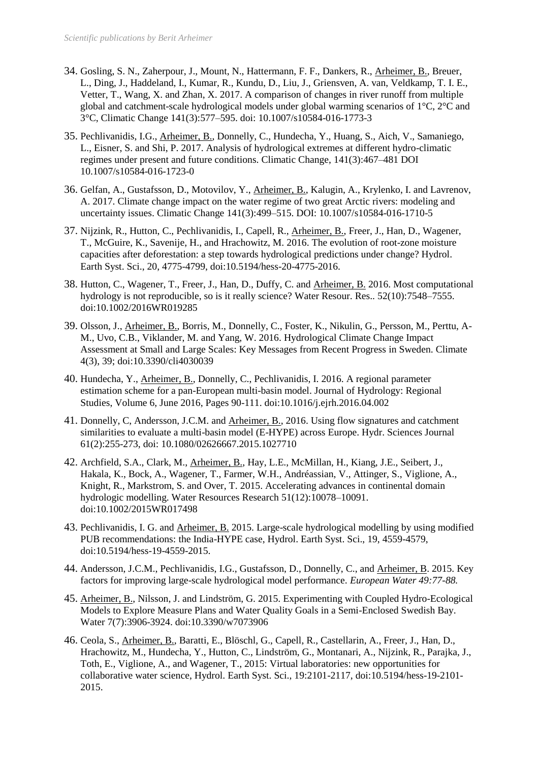34. Gosling, S. N., Zaherpour, J., Mount, N., Hattermann, F. F., Dankers, R., Arheimer, B., Breuer, L., Ding, J., Haddeland, I., Kumar, R., Kundu, D., Liu, J., Griensven, A. van, Veldkamp, T. I. E., Vetter, T., Wang, X. and Zhan, X. 2017. A comparison of changes in river runoff from multiple global and catchment-scale hydrological models under global warming scenarios of 1°C, 2°C and 3°C, Climatic Change 141(3):577–595. doi: 10.1007/s10584-016-1773-3

35. Pechlivanidis, I.G., Arheimer, B., Donnelly, C., Hundecha, Y., Huang, S., Aich, V., Samaniego, L., Eisner, S. and Shi, P. 2017. Analysis of hydrological extremes at different hydro-climatic regimes under present and future conditions. Climatic Change, 141(3):467–481 DOI 10.1007/s10584-016-1723-0

36. Gelfan, A., Gustafsson, D., Motovilov, Y., Arheimer, B., Kalugin, A., Krylenko, I. and Lavrenov, A. 2017. Climate change impact on the water regime of two great Arctic rivers: modeling and uncertainty issues. Climatic Change 141(3):499–515. DOI: 10.1007/s10584-016-1710-5

37. Nijzink, R., Hutton, C., Pechlivanidis, I., Capell, R., Arheimer, B., Freer, J., Han, D., Wagener, T., McGuire, K., Savenije, H., and Hrachowitz, M. 2016. The evolution of root-zone moisture capacities after deforestation: a step towards hydrological predictions under change? Hydrol. Earth Syst. Sci., 20, 4775-4799, doi:10.5194/hess-20-4775-2016.

38. Hutton, C., Wagener, T., Freer, J., Han, D., Duffy, C. and Arheimer, B. 2016. Most computational hydrology is not reproducible, so is it really science? Water Resour. Res.. 52(10):7548–7555. doi:10.1002/2016WR019285

39. Olsson, J., Arheimer, B., Borris, M., Donnelly, C., Foster, K., Nikulin, G., Persson, M., Perttu, A-M., Uvo, C.B., Viklander, M. and Yang, W. 2016. Hydrological Climate Change Impact Assessment at Small and Large Scales: Key Messages from Recent Progress in Sweden. Climate 4(3), 39; doi:10.3390/cli4030039

40. Hundecha, Y., Arheimer, B., Donnelly, C., Pechlivanidis, I. 2016. A regional parameter estimation scheme for a pan-European multi-basin model. Journal of Hydrology: Regional Studies, Volume 6, June 2016, Pages 90-111. doi:10.1016/j.ejrh.2016.04.002

41. Donnelly, C, Andersson, J.C.M. and Arheimer, B., 2016. Using flow signatures and catchment similarities to evaluate a multi-basin model (E-HYPE) across Europe. Hydr. Sciences Journal 61(2):255-273, doi: 10.1080/02626667.2015.1027710

42. Archfield, S.A., Clark, M., Arheimer, B., Hay, L.E., McMillan, H., Kiang, J.E., Seibert, J., Hakala, K., Bock, A., Wagener, T., Farmer, W.H., Andréassian, V., Attinger, S., Viglione, A., Knight, R., Markstrom, S. and Over, T. 2015. Accelerating advances in continental domain hydrologic modelling. Water Resources Research 51(12):10078–10091. doi:10.1002/2015WR017498

43. Pechlivanidis, I. G. and Arheimer, B. 2015. Large-scale hydrological modelling by using modified PUB recommendations: the India-HYPE case, Hydrol. Earth Syst. Sci., 19, 4559-4579, doi:10.5194/hess-19-4559-2015.

44. Andersson, J.C.M., Pechlivanidis, I.G., Gustafsson, D., Donnelly, C., and Arheimer, B. 2015. Key factors for improving large-scale hydrological model performance. *European Water 49:77-88.*

45. Arheimer, B., Nilsson, J. and Lindström, G. 2015. Experimenting with Coupled Hydro-Ecological Models to Explore Measure Plans and Water Quality Goals in a Semi-Enclosed Swedish Bay. Water 7(7):3906-3924. doi:10.3390/w7073906

46. Ceola, S., Arheimer, B., Baratti, E., Blöschl, G., Capell, R., Castellarin, A., Freer, J., Han, D., Hrachowitz, M., Hundecha, Y., Hutton, C., Lindström, G., Montanari, A., Nijzink, R., Parajka, J., Toth, E., Viglione, A., and Wagener, T., 2015: Virtual laboratories: new opportunities for collaborative water science, Hydrol. Earth Syst. Sci., 19:2101-2117, doi:10.5194/hess-19-2101-2015.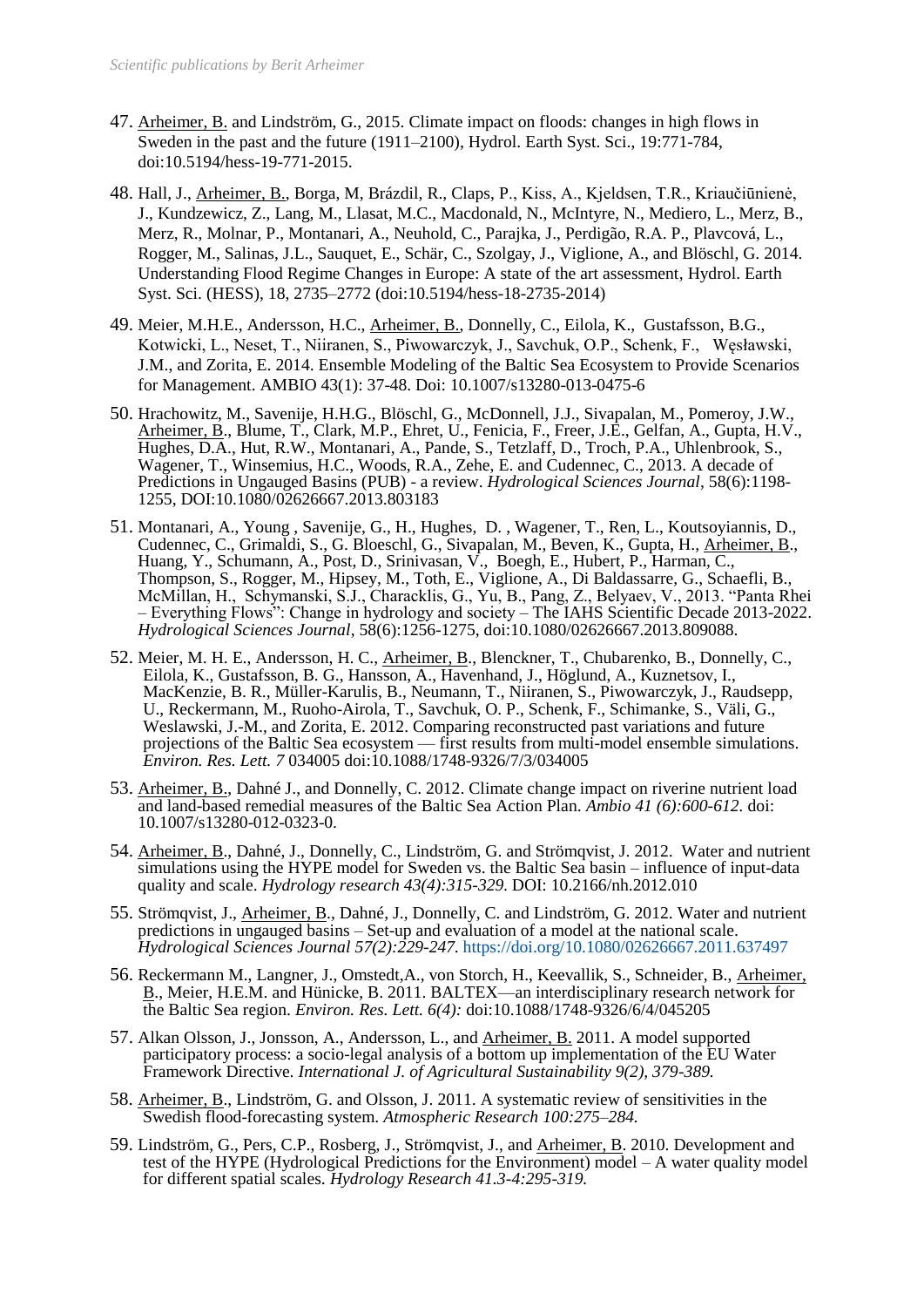47. Arheimer, B. and Lindström, G., 2015. Climate impact on floods: changes in high flows in Sweden in the past and the future (1911–2100), Hydrol. Earth Syst. Sci., 19:771-784, doi:10.5194/hess-19-771-2015.

48. Hall, J., Arheimer, B., Borga, M, Brázdil, R., Claps, P., Kiss, A., Kjeldsen, T.R., Kriaučiūnienė, J., Kundzewicz, Z., Lang, M., Llasat, M.C., Macdonald, N., McIntyre, N., Mediero, L., Merz, B., Merz, R., Molnar, P., Montanari, A., Neuhold, C., Parajka, J., Perdigão, R.A. P., Plavcová, L., Rogger, M., Salinas, J.L., Sauquet, E., Schär, C., Szolgay, J., Viglione, A., and Blöschl, G. 2014. Understanding Flood Regime Changes in Europe: A state of the art assessment, Hydrol. Earth Syst. Sci. (HESS), 18, 2735–2772 (doi:10.5194/hess-18-2735-2014)

49. Meier, M.H.E., Andersson, H.C., Arheimer, B., Donnelly, C., Eilola, K., Gustafsson, B.G., Kotwicki, L., Neset, T., Niiranen, S., Piwowarczyk, J., Savchuk, O.P., Schenk, F., Węsławski, J.M., and Zorita, E. 2014. Ensemble Modeling of the Baltic Sea Ecosystem to Provide Scenarios for Management. AMBIO 43(1): 37-48. Doi: 10.1007/s13280-013-0475-6

50. Hrachowitz, M., Savenije, H.H.G., Blöschl, G., McDonnell, J.J., Sivapalan, M., Pomeroy, J.W., Arheimer, B., Blume, T., Clark, M.P., Ehret, U., Fenicia, F., Freer, J.E., Gelfan, A., Gupta, H.V., Hughes, D.A., Hut, R.W., Montanari, A., Pande, S., Tetzlaff, D., Troch, P.A., Uhlenbrook, S., Wagener, T., Winsemius, H.C., Woods, R.A., Zehe, E. and Cudennec, C., 2013. A decade of Predictions in Ungauged Basins (PUB) - a review. *Hydrological Sciences Journal*, 58(6):1198-1255, DOI:10.1080/02626667.2013.803183

51. Montanari, A., Young , Savenije, G., H., Hughes, D. , Wagener, T., Ren, L., Koutsoyiannis, D., Cudennec, C., Grimaldi, S., G. Bloeschl, G., Sivapalan, M., Beven, K., Gupta, H., Arheimer, B., Huang, Y., Schumann, A., Post, D., Srinivasan, V., Boegh, E., Hubert, P., Harman, C., Thompson, S., Rogger, M., Hipsey, M., Toth, E., Viglione, A., Di Baldassarre, G., Schaefli, B., McMillan, H., Schymanski, S.J., Characklis, G., Yu, B., Pang, Z., Belyaev, V., 2013. "Panta Rhei – Everything Flows": Change in hydrology and society – The IAHS Scientific Decade 2013-2022. *Hydrological Sciences Journal*, 58(6):1256-1275, doi:10.1080/02626667.2013.809088.

52. Meier, M. H. E., Andersson, H. C., Arheimer, B., Blenckner, T., Chubarenko, B., Donnelly, C., Eilola, K., Gustafsson, B. G., Hansson, A., Havenhand, J., Höglund, A., Kuznetsov, I., MacKenzie, B. R., Müller-Karulis, B., Neumann, T., Niiranen, S., Piwowarczyk, J., Raudsepp, U., Reckermann, M., Ruoho-Airola, T., Savchuk, O. P., Schenk, F., Schimanke, S., Väli, G., Weslawski, J.-M., and Zorita, E. 2012. Comparing reconstructed past variations and future projections of the Baltic Sea ecosystem — first results from multi-model ensemble simulations. *Environ. Res. Lett. 7* 034005 doi:10.1088/1748-9326/7/3/034005

53. Arheimer, B., Dahné J., and Donnelly, C. 2012. Climate change impact on riverine nutrient load and land-based remedial measures of the Baltic Sea Action Plan. *Ambio 41 (6):600-612.* doi: 10.1007/s13280-012-0323-0.

54. Arheimer, B., Dahné, J., Donnelly, C., Lindström, G. and Strömqvist, J. 2012. Water and nutrient simulations using the HYPE model for Sweden vs. the Baltic Sea basin – influence of input-data quality and scale. *Hydrology research 43(4):315-329.* DOI: 10.2166/nh.2012.010

55. Strömqvist, J., Arheimer, B., Dahné, J., Donnelly, C. and Lindström, G. 2012. Water and nutrient predictions in ungauged basins – Set-up and evaluation of a model at the national scale. *Hydrological Sciences Journal 57(2):229-247.* https://doi.org/10.1080/02626667.2011.637497

56. Reckermann M., Langner, J., Omstedt,A., von Storch, H., Keevallik, S., Schneider, B., Arheimer, B., Meier, H.E.M. and Hünicke, B. 2011. BALTEX—an interdisciplinary research network for the Baltic Sea region. *Environ. Res. Lett. 6(4):* doi:10.1088/1748-9326/6/4/045205

57. Alkan Olsson, J., Jonsson, A., Andersson, L., and Arheimer, B. 2011. A model supported participatory process: a socio-legal analysis of a bottom up implementation of the EU Water Framework Directive. *International J. of Agricultural Sustainability 9(2), 379-389.*

58. Arheimer, B., Lindström, G. and Olsson, J. 2011. A systematic review of sensitivities in the Swedish flood-forecasting system. *Atmospheric Research 100:275–284.*

59. Lindström, G., Pers, C.P., Rosberg, J., Strömqvist, J., and Arheimer, B. 2010. Development and test of the HYPE (Hydrological Predictions for the Environment) model – A water quality model for different spatial scales. *Hydrology Research 41.3-4:295-319.*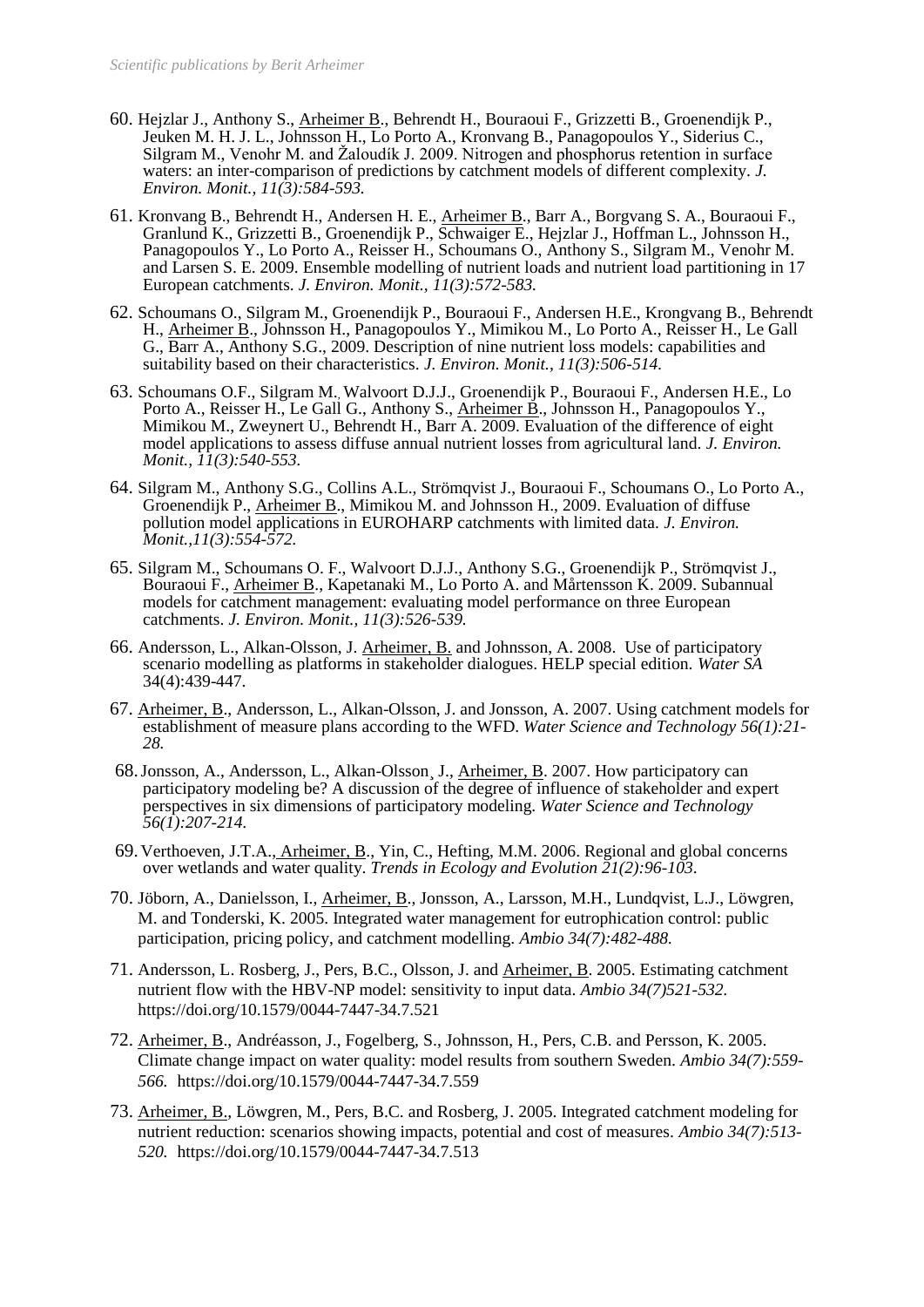60. Hejzlar J., Anthony S., Arheimer B., Behrendt H., Bouraoui F., Grizzetti B., Groenendijk P., Jeuken M. H. J. L., Johnsson H., Lo Porto A., Kronvang B., Panagopoulos Y., Siderius C., Silgram M., Venohr M. and Žaloudík J. 2009. Nitrogen and phosphorus retention in surface waters: an inter-comparison of predictions by catchment models of different complexity. *J. Environ. Monit., 11(3):584-593.*

61. Kronvang B., Behrendt H., Andersen H. E., Arheimer B., Barr A., Borgvang S. A., Bouraoui F., Granlund K., Grizzetti B., Groenendijk P., Schwaiger E., Hejzlar J., Hoffman L., Johnsson H., Panagopoulos Y., Lo Porto A., Reisser H., Schoumans O., Anthony S., Silgram M., Venohr M. and Larsen S. E. 2009. Ensemble modelling of nutrient loads and nutrient load partitioning in 17 European catchments. *J. Environ. Monit., 11(3):572-583.*

62. Schoumans O., Silgram M., Groenendijk P., Bouraoui F., Andersen H.E., Krongvang B., Behrendt H., Arheimer B., Johnsson H., Panagopoulos Y., Mimikou M., Lo Porto A., Reisser H., Le Gall G., Barr A., Anthony S.G., 2009. Description of nine nutrient loss models: capabilities and suitability based on their characteristics. *J. Environ. Monit., 11(3):506-514.*

63. Schoumans O.F., Silgram M., Walvoort D.J.J., Groenendijk P., Bouraoui F., Andersen H.E., Lo Porto A., Reisser H., Le Gall G., Anthony S., Arheimer B., Johnsson H., Panagopoulos Y., Mimikou M., Zweynert U., Behrendt H., Barr A. 2009. Evaluation of the difference of eight model applications to assess diffuse annual nutrient losses from agricultural land. *J. Environ. Monit., 11(3):540-553.*

64. Silgram M., Anthony S.G., Collins A.L., Strömqvist J., Bouraoui F., Schoumans O., Lo Porto A., Groenendijk P., Arheimer B., Mimikou M. and Johnsson H., 2009. Evaluation of diffuse pollution model applications in EUROHARP catchments with limited data. *J. Environ. Monit.,11(3):554-572.*

65. Silgram M., Schoumans O. F., Walvoort D.J.J., Anthony S.G., Groenendijk P., Strömqvist J., Bouraoui F., Arheimer B., Kapetanaki M., Lo Porto A. and Mårtensson K. 2009. Subannual models for catchment management: evaluating model performance on three European catchments. *J. Environ. Monit., 11(3):526-539.*

66. Andersson, L., Alkan-Olsson, J. Arheimer, B. and Johnsson, A. 2008. Use of participatory scenario modelling as platforms in stakeholder dialogues. HELP special edition. *Water SA* 34(4):439-447.

67. Arheimer, B., Andersson, L., Alkan-Olsson, J. and Jonsson, A. 2007. Using catchment models for establishment of measure plans according to the WFD. *Water Science and Technology 56(1):21-28.*

68. Jonsson, A., Andersson, L., Alkan-Olsson¸ J., Arheimer, B. 2007. How participatory can participatory modeling be? A discussion of the degree of influence of stakeholder and expert perspectives in six dimensions of participatory modeling. *Water Science and Technology 56(1):207-214.*

69. Verthoeven, J.T.A., Arheimer, B., Yin, C., Hefting, M.M. 2006. Regional and global concerns over wetlands and water quality. *Trends in Ecology and Evolution 21(2):96-103.*

70. Jöborn, A., Danielsson, I., Arheimer, B., Jonsson, A., Larsson, M.H., Lundqvist, L.J., Löwgren, M. and Tonderski, K. 2005. Integrated water management for eutrophication control: public participation, pricing policy, and catchment modelling. *Ambio 34(7):482-488.*

71. Andersson, L. Rosberg, J., Pers, B.C., Olsson, J. and Arheimer, B. 2005. Estimating catchment nutrient flow with the HBV-NP model: sensitivity to input data. *Ambio 34(7)521-532.* https://doi.org/10.1579/0044-7447-34.7.521

72. Arheimer, B., Andréasson, J., Fogelberg, S., Johnsson, H., Pers, C.B. and Persson, K. 2005. Climate change impact on water quality: model results from southern Sweden. *Ambio 34(7):559-566.* https://doi.org/10.1579/0044-7447-34.7.559

73. Arheimer, B., Löwgren, M., Pers, B.C. and Rosberg, J. 2005. Integrated catchment modeling for nutrient reduction: scenarios showing impacts, potential and cost of measures. *Ambio 34(7):513-520.* https://doi.org/10.1579/0044-7447-34.7.513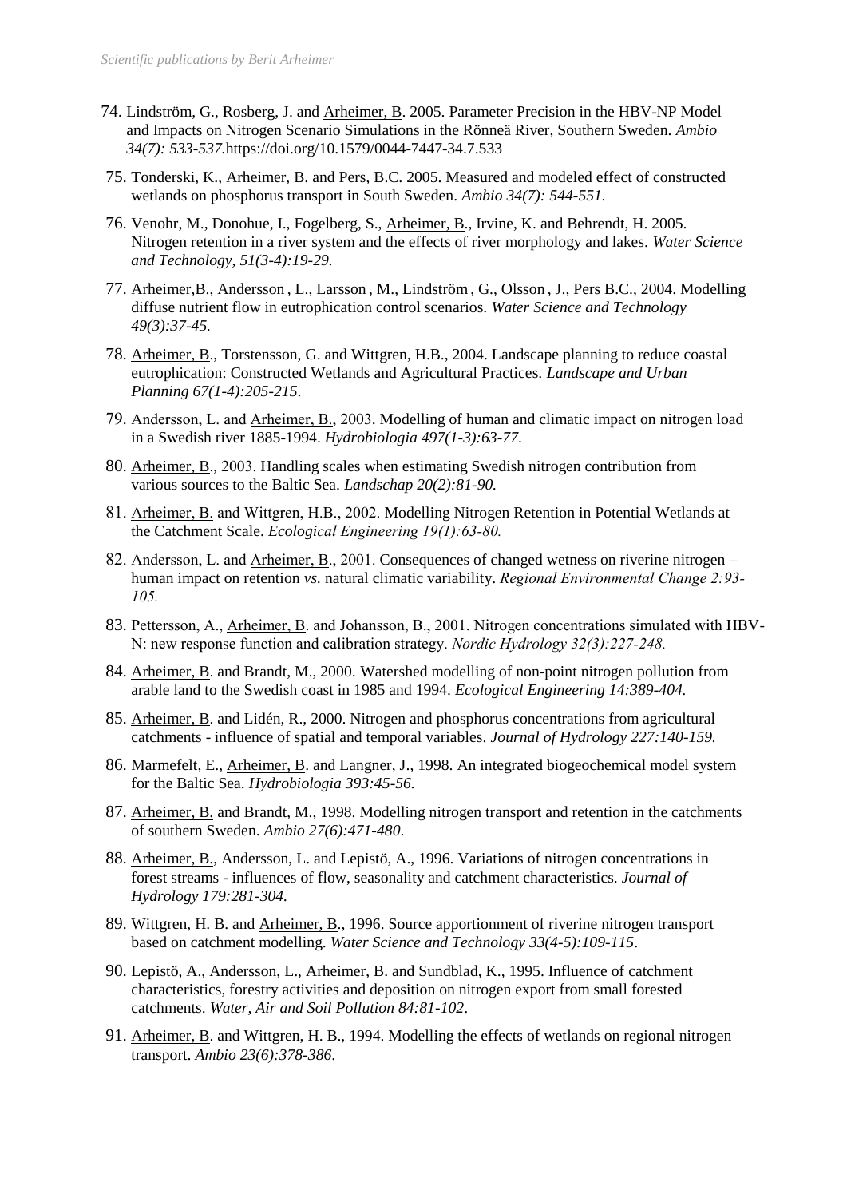74. Lindström, G., Rosberg, J. and Arheimer, B. 2005. Parameter Precision in the HBV-NP Model and Impacts on Nitrogen Scenario Simulations in the Rönneä River, Southern Sweden. *Ambio 34(7): 533-537.*https://doi.org/10.1579/0044-7447-34.7.533

75. Tonderski, K., Arheimer, B. and Pers, B.C. 2005. Measured and modeled effect of constructed wetlands on phosphorus transport in South Sweden. *Ambio 34(7): 544-551.*

76. Venohr, M., Donohue, I., Fogelberg, S., Arheimer, B., Irvine, K. and Behrendt, H. 2005. Nitrogen retention in a river system and the effects of river morphology and lakes. *Water Science and Technology, 51(3-4):19-29.*

77. Arheimer,B., Andersson , L., Larsson , M., Lindström , G., Olsson , J., Pers B.C., 2004. Modelling diffuse nutrient flow in eutrophication control scenarios. *Water Science and Technology 49(3):37-45.*

78. Arheimer, B., Torstensson, G. and Wittgren, H.B., 2004. Landscape planning to reduce coastal eutrophication: Constructed Wetlands and Agricultural Practices. *Landscape and Urban Planning 67(1-4):205-215*.

79. Andersson, L. and Arheimer, B., 2003. Modelling of human and climatic impact on nitrogen load in a Swedish river 1885-1994. *Hydrobiologia 497(1-3):63-77.*

80. Arheimer, B., 2003. Handling scales when estimating Swedish nitrogen contribution from various sources to the Baltic Sea. *Landschap 20(2):81-90.*

81. Arheimer, B. and Wittgren, H.B., 2002. Modelling Nitrogen Retention in Potential Wetlands at the Catchment Scale. *Ecological Engineering 19(1):63-80.*

82. Andersson, L. and Arheimer, B., 2001. Consequences of changed wetness on riverine nitrogen – human impact on retention *vs.* natural climatic variability. *Regional Environmental Change 2:93-105.*

83. Pettersson, A., Arheimer, B. and Johansson, B., 2001. Nitrogen concentrations simulated with HBV-N: new response function and calibration strategy. *Nordic Hydrology 32(3):227-248.*

84. Arheimer, B. and Brandt, M., 2000. Watershed modelling of non-point nitrogen pollution from arable land to the Swedish coast in 1985 and 1994. *Ecological Engineering 14:389-404.*

85. Arheimer, B. and Lidén, R., 2000. Nitrogen and phosphorus concentrations from agricultural catchments - influence of spatial and temporal variables. *Journal of Hydrology 227:140-159.*

86. Marmefelt, E., Arheimer, B. and Langner, J., 1998. An integrated biogeochemical model system for the Baltic Sea. *Hydrobiologia 393:45-56.*

87. Arheimer, B. and Brandt, M., 1998. Modelling nitrogen transport and retention in the catchments of southern Sweden. *Ambio 27(6):471-480.*

88. Arheimer, B., Andersson, L. and Lepistö, A., 1996. Variations of nitrogen concentrations in forest streams - influences of flow, seasonality and catchment characteristics. *Journal of Hydrology 179:281-304.*

89. Wittgren, H. B. and Arheimer, B., 1996. Source apportionment of riverine nitrogen transport based on catchment modelling. *Water Science and Technology 33(4-5):109-115*.

90. Lepistö, A., Andersson, L., Arheimer, B. and Sundblad, K., 1995. Influence of catchment characteristics, forestry activities and deposition on nitrogen export from small forested catchments. *Water, Air and Soil Pollution 84:81-102*.

91. Arheimer, B. and Wittgren, H. B., 1994. Modelling the effects of wetlands on regional nitrogen transport. *Ambio 23(6):378-386*.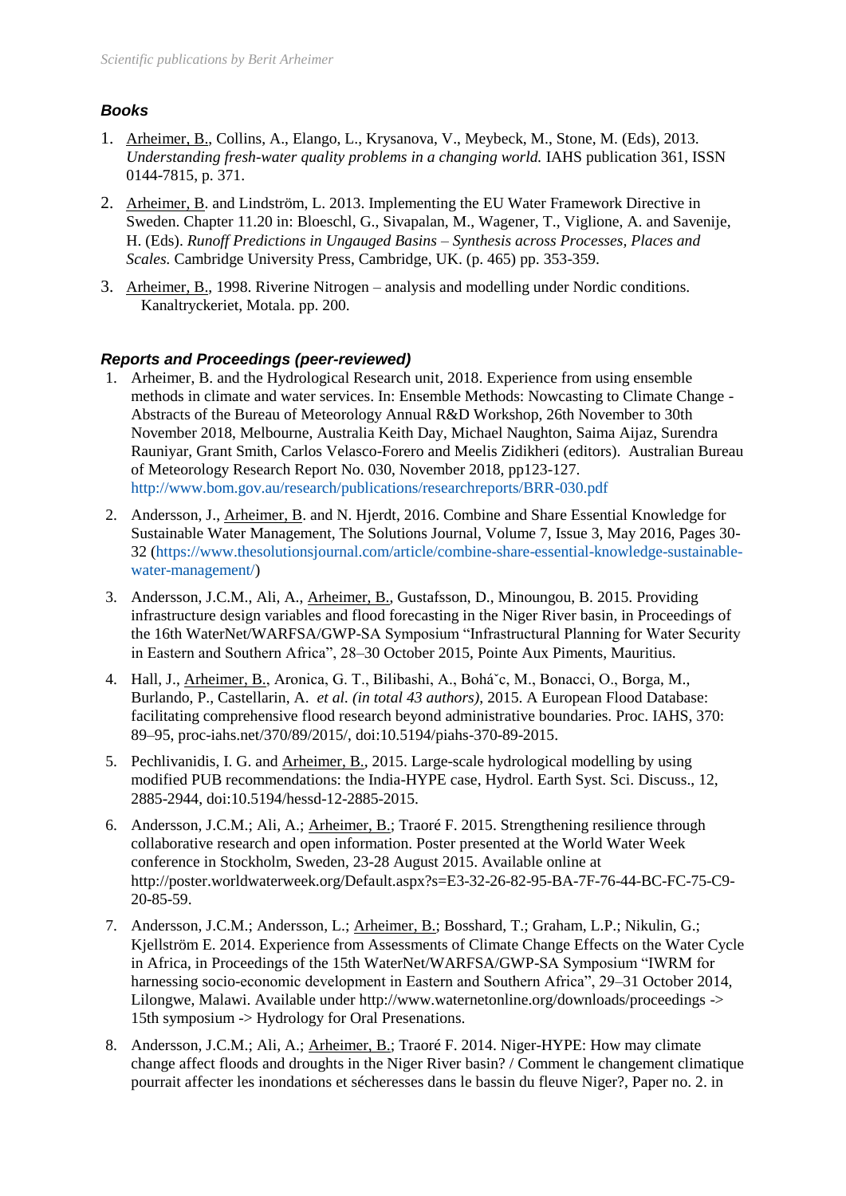### *Books*

1. Arheimer, B., Collins, A., Elango, L., Krysanova, V., Meybeck, M., Stone, M. (Eds), 2013. *Understanding fresh-water quality problems in a changing world.* IAHS publication 361, ISSN 0144-7815, p. 371.
2. Arheimer, B. and Lindström, L. 2013. Implementing the EU Water Framework Directive in Sweden. Chapter 11.20 in: Bloeschl, G., Sivapalan, M., Wagener, T., Viglione, A. and Savenije, H. (Eds). *Runoff Predictions in Ungauged Basins – Synthesis across Processes, Places and Scales.* Cambridge University Press, Cambridge, UK. (p. 465) pp. 353-359.
3. Arheimer, B., 1998. Riverine Nitrogen – analysis and modelling under Nordic conditions. Kanaltryckeriet, Motala. pp. 200.

### *Reports and Proceedings (peer-reviewed)*

1. Arheimer, B. and the Hydrological Research unit, 2018. Experience from using ensemble methods in climate and water services. In: Ensemble Methods: Nowcasting to Climate Change - Abstracts of the Bureau of Meteorology Annual R&D Workshop, 26th November to 30th November 2018, Melbourne, Australia Keith Day, Michael Naughton, Saima Aijaz, Surendra Rauniyar, Grant Smith, Carlos Velasco-Forero and Meelis Zidikheri (editors). Australian Bureau of Meteorology Research Report No. 030, November 2018, pp123-127. http://www.bom.gov.au/research/publications/researchreports/BRR-030.pdf
2. Andersson, J., Arheimer, B. and N. Hjerdt, 2016. Combine and Share Essential Knowledge for Sustainable Water Management, The Solutions Journal, Volume 7, Issue 3, May 2016, Pages 30-32 (https://www.thesolutionsjournal.com/article/combine-share-essential-knowledge-sustainable-water-management/)
3. Andersson, J.C.M., Ali, A., Arheimer, B., Gustafsson, D., Minoungou, B. 2015. Providing infrastructure design variables and flood forecasting in the Niger River basin, in Proceedings of the 16th WaterNet/WARFSA/GWP-SA Symposium "Infrastructural Planning for Water Security in Eastern and Southern Africa", 28–30 October 2015, Pointe Aux Piments, Mauritius.
4. Hall, J., Arheimer, B., Aronica, G. T., Bilibashi, A., Boháˇc, M., Bonacci, O., Borga, M., Burlando, P., Castellarin, A. *et al. (in total 43 authors)*, 2015. A European Flood Database: facilitating comprehensive flood research beyond administrative boundaries. Proc. IAHS, 370: 89–95, proc-iahs.net/370/89/2015/, doi:10.5194/piahs-370-89-2015.
5. Pechlivanidis, I. G. and Arheimer, B., 2015. Large-scale hydrological modelling by using modified PUB recommendations: the India-HYPE case, Hydrol. Earth Syst. Sci. Discuss., 12, 2885-2944, doi:10.5194/hessd-12-2885-2015.
6. Andersson, J.C.M.; Ali, A.; Arheimer, B.; Traoré F. 2015. Strengthening resilience through collaborative research and open information. Poster presented at the World Water Week conference in Stockholm, Sweden, 23-28 August 2015. Available online at http://poster.worldwaterweek.org/Default.aspx?s=E3-32-26-82-95-BA-7F-76-44-BC-FC-75-C9-20-85-59.
7. Andersson, J.C.M.; Andersson, L.; Arheimer, B.; Bosshard, T.; Graham, L.P.; Nikulin, G.; Kjellström E. 2014. Experience from Assessments of Climate Change Effects on the Water Cycle in Africa, in Proceedings of the 15th WaterNet/WARFSA/GWP-SA Symposium "IWRM for harnessing socio-economic development in Eastern and Southern Africa", 29–31 October 2014, Lilongwe, Malawi. Available under http://www.waternetonline.org/downloads/proceedings -> 15th symposium -> Hydrology for Oral Presenations.
8. Andersson, J.C.M.; Ali, A.; Arheimer, B.; Traoré F. 2014. Niger-HYPE: How may climate change affect floods and droughts in the Niger River basin? / Comment le changement climatique pourrait affecter les inondations et sécheresses dans le bassin du fleuve Niger?, Paper no. 2. in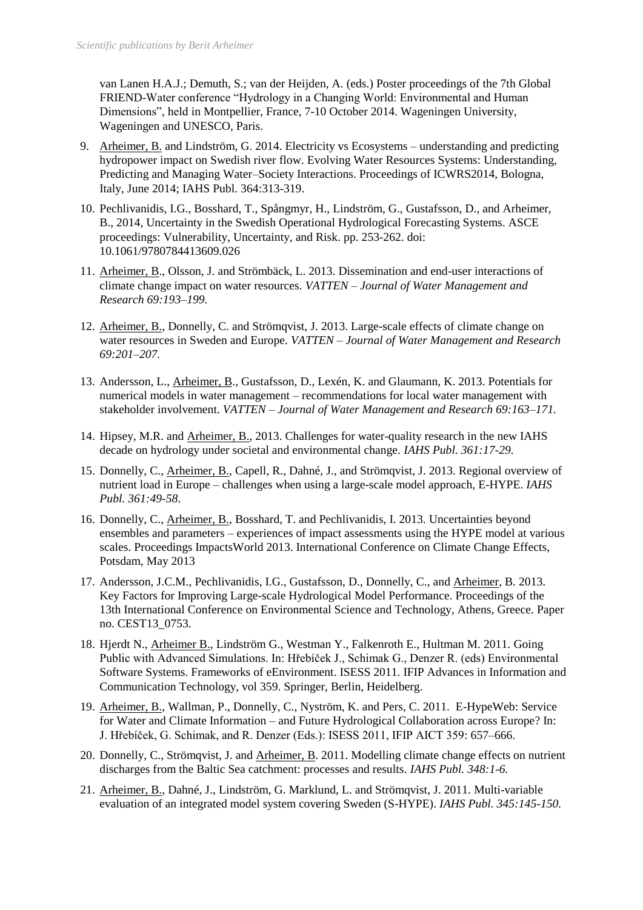van Lanen H.A.J.; Demuth, S.; van der Heijden, A. (eds.) Poster proceedings of the 7th Global FRIEND-Water conference "Hydrology in a Changing World: Environmental and Human Dimensions", held in Montpellier, France, 7-10 October 2014. Wageningen University, Wageningen and UNESCO, Paris.

9. Arheimer, B. and Lindström, G. 2014. Electricity vs Ecosystems – understanding and predicting hydropower impact on Swedish river flow. Evolving Water Resources Systems: Understanding, Predicting and Managing Water–Society Interactions. Proceedings of ICWRS2014, Bologna, Italy, June 2014; IAHS Publ. 364:313-319.
10. Pechlivanidis, I.G., Bosshard, T., Spångmyr, H., Lindström, G., Gustafsson, D., and Arheimer, B., 2014, Uncertainty in the Swedish Operational Hydrological Forecasting Systems. ASCE proceedings: Vulnerability, Uncertainty, and Risk. pp. 253-262. doi: 10.1061/9780784413609.026
11. Arheimer, B., Olsson, J. and Strömbäck, L. 2013. Dissemination and end-user interactions of climate change impact on water resources. *VATTEN – Journal of Water Management and Research 69:193–199.*
12. Arheimer, B., Donnelly, C. and Strömqvist, J. 2013. Large-scale effects of climate change on water resources in Sweden and Europe. *VATTEN – Journal of Water Management and Research 69:201–207*.
13. Andersson, L., Arheimer, B., Gustafsson, D., Lexén, K. and Glaumann, K. 2013. Potentials for numerical models in water management – recommendations for local water management with stakeholder involvement. *VATTEN – Journal of Water Management and Research 69:163–171.*
14. Hipsey, M.R. and Arheimer, B., 2013. Challenges for water-quality research in the new IAHS decade on hydrology under societal and environmental change. *IAHS Publ. 361:17-29.*
15. Donnelly, C., Arheimer, B., Capell, R., Dahné, J., and Strömqvist, J. 2013. Regional overview of nutrient load in Europe – challenges when using a large-scale model approach, E-HYPE. *IAHS Publ. 361:49-58*.
16. Donnelly, C., Arheimer, B., Bosshard, T. and Pechlivanidis, I. 2013. Uncertainties beyond ensembles and parameters – experiences of impact assessments using the HYPE model at various scales. Proceedings ImpactsWorld 2013. International Conference on Climate Change Effects, Potsdam, May 2013
17. Andersson, J.C.M., Pechlivanidis, I.G., Gustafsson, D., Donnelly, C., and Arheimer, B. 2013. Key Factors for Improving Large-scale Hydrological Model Performance. Proceedings of the 13th International Conference on Environmental Science and Technology, Athens, Greece. Paper no. CEST13_0753.
18. Hjerdt N., Arheimer B., Lindström G., Westman Y., Falkenroth E., Hultman M. 2011. Going Public with Advanced Simulations. In: Hřebíček J., Schimak G., Denzer R. (eds) Environmental Software Systems. Frameworks of eEnvironment. ISESS 2011. IFIP Advances in Information and Communication Technology, vol 359. Springer, Berlin, Heidelberg.
19. Arheimer, B., Wallman, P., Donnelly, C., Nyström, K. and Pers, C. 2011. E-HypeWeb: Service for Water and Climate Information – and Future Hydrological Collaboration across Europe? In: J. Hřebíček, G. Schimak, and R. Denzer (Eds.): ISESS 2011, IFIP AICT 359: 657–666.
20. Donnelly, C., Strömqvist, J. and Arheimer, B. 2011. Modelling climate change effects on nutrient discharges from the Baltic Sea catchment: processes and results. *IAHS Publ. 348:1-6.*
21. Arheimer, B., Dahné, J., Lindström, G. Marklund, L. and Strömqvist, J. 2011. Multi-variable evaluation of an integrated model system covering Sweden (S-HYPE). *IAHS Publ. 345:145-150.*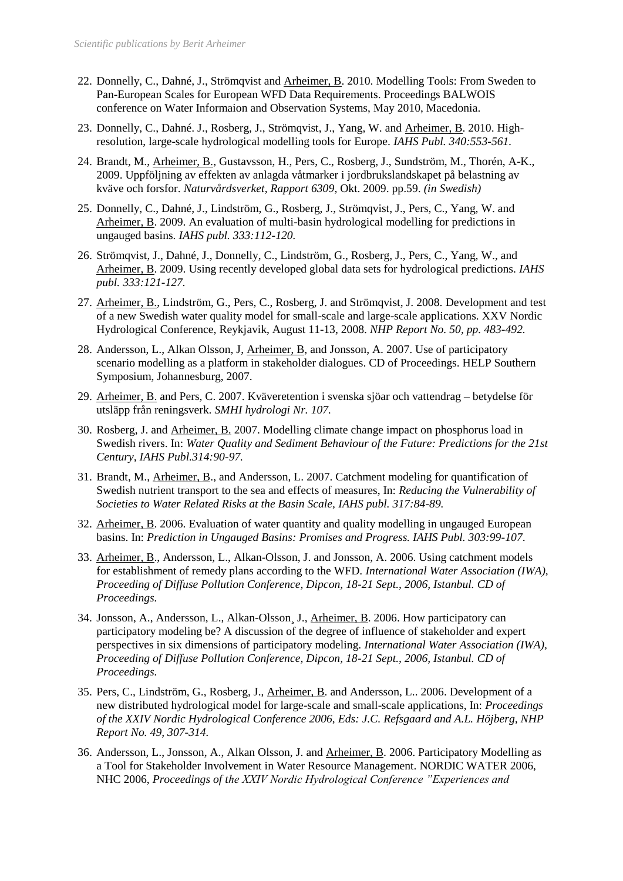22. Donnelly, C., Dahné, J., Strömqvist and Arheimer, B. 2010. Modelling Tools: From Sweden to Pan-European Scales for European WFD Data Requirements. Proceedings BALWOIS conference on Water Informaion and Observation Systems, May 2010, Macedonia.

23. Donnelly, C., Dahné. J., Rosberg, J., Strömqvist, J., Yang, W. and Arheimer, B. 2010. High-resolution, large-scale hydrological modelling tools for Europe. *IAHS Publ. 340:553-561.*

24. Brandt, M., Arheimer, B., Gustavsson, H., Pers, C., Rosberg, J., Sundström, M., Thorén, A-K., 2009. Uppföljning av effekten av anlagda våtmarker i jordbrukslandskapet på belastning av kväve och forsfor. *Naturvårdsverket, Rapport 6309,* Okt. 2009. pp.59. *(in Swedish)*

25. Donnelly, C., Dahné, J., Lindström, G., Rosberg, J., Strömqvist, J., Pers, C., Yang, W. and Arheimer, B. 2009. An evaluation of multi-basin hydrological modelling for predictions in ungauged basins. *IAHS publ. 333:112-120.*

26. Strömqvist, J., Dahné, J., Donnelly, C., Lindström, G., Rosberg, J., Pers, C., Yang, W., and Arheimer, B. 2009. Using recently developed global data sets for hydrological predictions. *IAHS publ. 333:121-127.*

27. Arheimer, B., Lindström, G., Pers, C., Rosberg, J. and Strömqvist, J. 2008. Development and test of a new Swedish water quality model for small-scale and large-scale applications. XXV Nordic Hydrological Conference, Reykjavik, August 11-13, 2008. *NHP Report No. 50, pp. 483-492.*

28. Andersson, L., Alkan Olsson, J, Arheimer, B, and Jonsson, A. 2007. Use of participatory scenario modelling as a platform in stakeholder dialogues. CD of Proceedings. HELP Southern Symposium, Johannesburg, 2007.

29. Arheimer, B. and Pers, C. 2007. Kväveretention i svenska sjöar och vattendrag – betydelse för utsläpp från reningsverk. *SMHI hydrologi Nr. 107.*

30. Rosberg, J. and Arheimer, B. 2007. Modelling climate change impact on phosphorus load in Swedish rivers. In: *Water Quality and Sediment Behaviour of the Future: Predictions for the 21st Century, IAHS Publ.314:90-97.*

31. Brandt, M., Arheimer, B., and Andersson, L. 2007. Catchment modeling for quantification of Swedish nutrient transport to the sea and effects of measures, In: *Reducing the Vulnerability of Societies to Water Related Risks at the Basin Scale, IAHS publ. 317:84-89.*

32. Arheimer, B. 2006. Evaluation of water quantity and quality modelling in ungauged European basins. In: *Prediction in Ungauged Basins: Promises and Progress. IAHS Publ. 303:99-107*.

33. Arheimer, B., Andersson, L., Alkan-Olsson, J. and Jonsson, A. 2006. Using catchment models for establishment of remedy plans according to the WFD. *International Water Association (IWA), Proceeding of Diffuse Pollution Conference, Dipcon, 18-21 Sept., 2006, Istanbul. CD of Proceedings.*

34. Jonsson, A., Andersson, L., Alkan-Olsson¸ J., Arheimer, B. 2006. How participatory can participatory modeling be? A discussion of the degree of influence of stakeholder and expert perspectives in six dimensions of participatory modeling. *International Water Association (IWA), Proceeding of Diffuse Pollution Conference, Dipcon, 18-21 Sept., 2006, Istanbul. CD of Proceedings.*

35. Pers, C., Lindström, G., Rosberg, J., Arheimer, B. and Andersson, L.. 2006. Development of a new distributed hydrological model for large-scale and small-scale applications, In: *Proceedings of the XXIV Nordic Hydrological Conference 2006, Eds: J.C. Refsgaard and A.L. Höjberg, NHP Report No. 49, 307-314.*

36. Andersson, L., Jonsson, A., Alkan Olsson, J. and Arheimer, B. 2006. Participatory Modelling as a Tool for Stakeholder Involvement in Water Resource Management. NORDIC WATER 2006, NHC 2006, *Proceedings of the XXIV Nordic Hydrological Conference "Experiences and*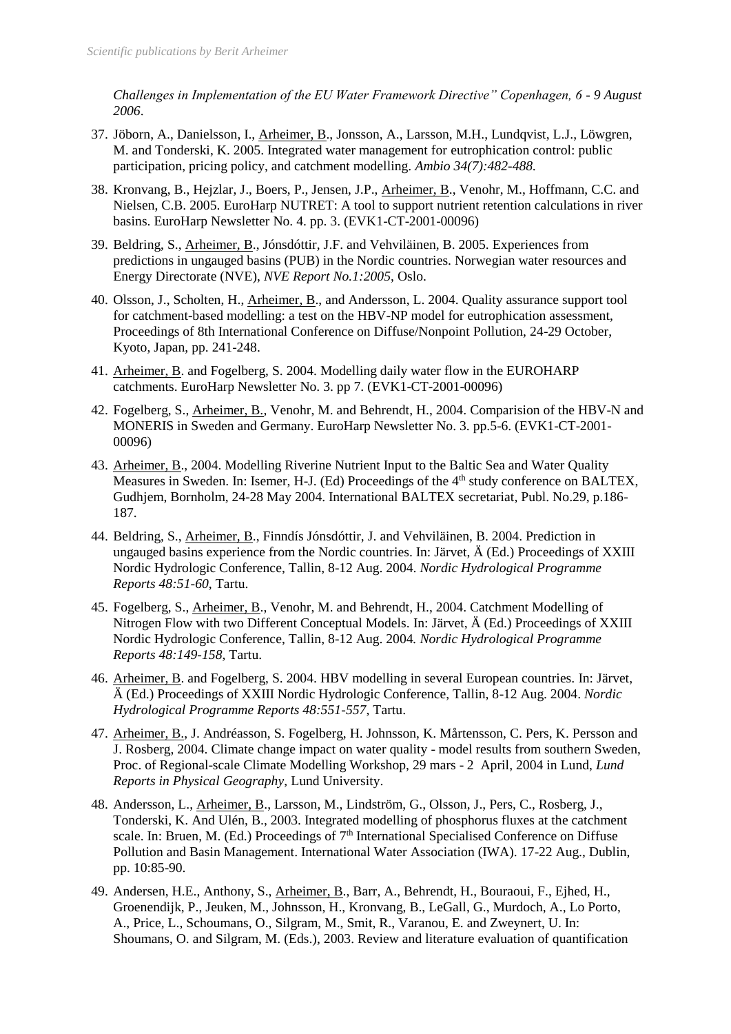*Challenges in Implementation of the EU Water Framework Directive" Copenhagen, 6 - 9 August 2006*.

37. Jöborn, A., Danielsson, I., Arheimer, B., Jonsson, A., Larsson, M.H., Lundqvist, L.J., Löwgren, M. and Tonderski, K. 2005. Integrated water management for eutrophication control: public participation, pricing policy, and catchment modelling. *Ambio 34(7):482-488.*

38. Kronvang, B., Hejzlar, J., Boers, P., Jensen, J.P., Arheimer, B., Venohr, M., Hoffmann, C.C. and Nielsen, C.B. 2005. EuroHarp NUTRET: A tool to support nutrient retention calculations in river basins. EuroHarp Newsletter No. 4. pp. 3. (EVK1-CT-2001-00096)

39. Beldring, S., Arheimer, B., Jónsdóttir, J.F. and Vehviläinen, B. 2005. Experiences from predictions in ungauged basins (PUB) in the Nordic countries. Norwegian water resources and Energy Directorate (NVE), *NVE Report No.1:2005*, Oslo.

40. Olsson, J., Scholten, H., Arheimer, B., and Andersson, L. 2004. Quality assurance support tool for catchment-based modelling: a test on the HBV-NP model for eutrophication assessment, Proceedings of 8th International Conference on Diffuse/Nonpoint Pollution, 24-29 October, Kyoto, Japan, pp. 241-248.

41. Arheimer, B. and Fogelberg, S. 2004. Modelling daily water flow in the EUROHARP catchments. EuroHarp Newsletter No. 3. pp 7. (EVK1-CT-2001-00096)

42. Fogelberg, S., Arheimer, B., Venohr, M. and Behrendt, H., 2004. Comparision of the HBV-N and MONERIS in Sweden and Germany. EuroHarp Newsletter No. 3. pp.5-6. (EVK1-CT-2001-00096)

43. Arheimer, B., 2004. Modelling Riverine Nutrient Input to the Baltic Sea and Water Quality Measures in Sweden. In: Isemer, H-J. (Ed) Proceedings of the 4th study conference on BALTEX, Gudhjem, Bornholm, 24-28 May 2004. International BALTEX secretariat, Publ. No.29, p.186-187.

44. Beldring, S., Arheimer, B., Finndís Jónsdóttir, J. and Vehviläinen, B. 2004. Prediction in ungauged basins experience from the Nordic countries. In: Järvet, Ä (Ed.) Proceedings of XXIII Nordic Hydrologic Conference, Tallin, 8-12 Aug. 2004. *Nordic Hydrological Programme Reports 48:51-60*, Tartu.

45. Fogelberg, S., Arheimer, B., Venohr, M. and Behrendt, H., 2004. Catchment Modelling of Nitrogen Flow with two Different Conceptual Models. In: Järvet, Ä (Ed.) Proceedings of XXIII Nordic Hydrologic Conference, Tallin, 8-12 Aug. 2004. *Nordic Hydrological Programme Reports 48:149-158*, Tartu.

46. Arheimer, B. and Fogelberg, S. 2004. HBV modelling in several European countries. In: Järvet, Ä (Ed.) Proceedings of XXIII Nordic Hydrologic Conference, Tallin, 8-12 Aug. 2004. *Nordic Hydrological Programme Reports 48:551-557*, Tartu.

47. Arheimer, B., J. Andréasson, S. Fogelberg, H. Johnsson, K. Mårtensson, C. Pers, K. Persson and J. Rosberg, 2004. Climate change impact on water quality - model results from southern Sweden, Proc. of Regional-scale Climate Modelling Workshop, 29 mars - 2 April, 2004 in Lund, *Lund Reports in Physical Geography*, Lund University.

48. Andersson, L., Arheimer, B., Larsson, M., Lindström, G., Olsson, J., Pers, C., Rosberg, J., Tonderski, K. And Ulén, B., 2003. Integrated modelling of phosphorus fluxes at the catchment scale. In: Bruen, M. (Ed.) Proceedings of 7th International Specialised Conference on Diffuse Pollution and Basin Management. International Water Association (IWA). 17-22 Aug., Dublin, pp. 10:85-90.

49. Andersen, H.E., Anthony, S., Arheimer, B., Barr, A., Behrendt, H., Bouraoui, F., Ejhed, H., Groenendijk, P., Jeuken, M., Johnsson, H., Kronvang, B., LeGall, G., Murdoch, A., Lo Porto, A., Price, L., Schoumans, O., Silgram, M., Smit, R., Varanou, E. and Zweynert, U. In: Shoumans, O. and Silgram, M. (Eds.), 2003. Review and literature evaluation of quantification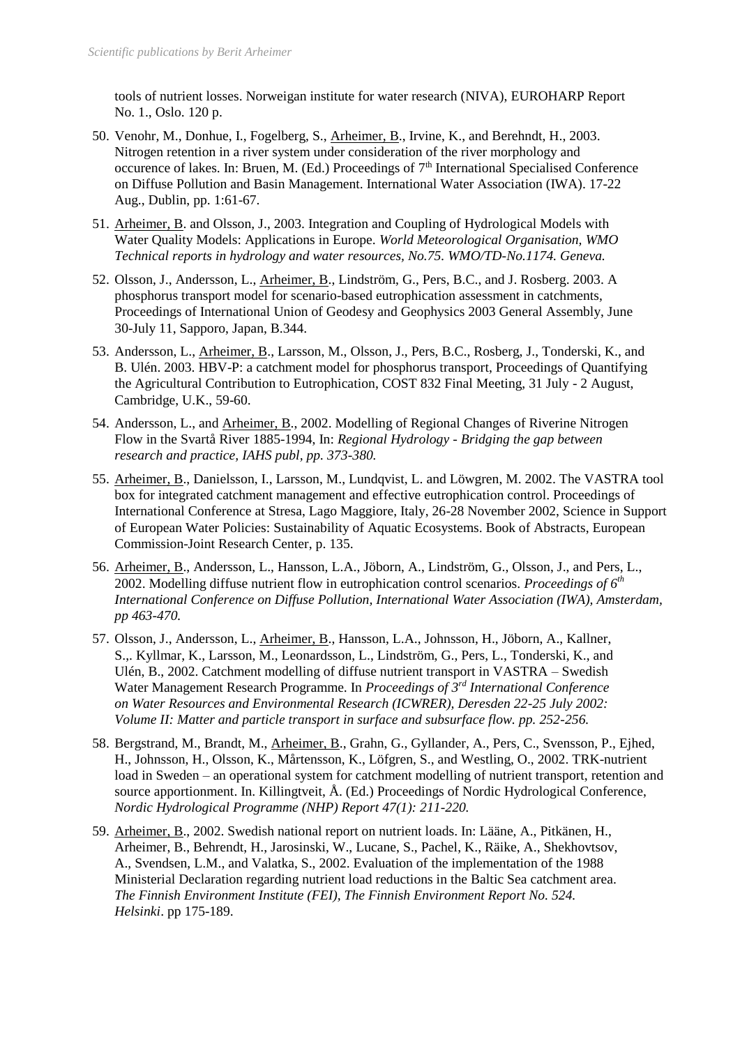tools of nutrient losses. Norweigan institute for water research (NIVA), EUROHARP Report No. 1., Oslo. 120 p.

50. Venohr, M., Donhue, I., Fogelberg, S., Arheimer, B., Irvine, K., and Berehndt, H., 2003. Nitrogen retention in a river system under consideration of the river morphology and occurence of lakes. In: Bruen, M. (Ed.) Proceedings of 7th International Specialised Conference on Diffuse Pollution and Basin Management. International Water Association (IWA). 17-22 Aug., Dublin, pp. 1:61-67.

51. Arheimer, B. and Olsson, J., 2003. Integration and Coupling of Hydrological Models with Water Quality Models: Applications in Europe. *World Meteorological Organisation, WMO Technical reports in hydrology and water resources, No.75. WMO/TD-No.1174. Geneva.*

52. Olsson, J., Andersson, L., Arheimer, B., Lindström, G., Pers, B.C., and J. Rosberg. 2003. A phosphorus transport model for scenario-based eutrophication assessment in catchments, Proceedings of International Union of Geodesy and Geophysics 2003 General Assembly, June 30-July 11, Sapporo, Japan, B.344.

53. Andersson, L., Arheimer, B., Larsson, M., Olsson, J., Pers, B.C., Rosberg, J., Tonderski, K., and B. Ulén. 2003. HBV-P: a catchment model for phosphorus transport, Proceedings of Quantifying the Agricultural Contribution to Eutrophication, COST 832 Final Meeting, 31 July - 2 August, Cambridge, U.K., 59-60.

54. Andersson, L., and Arheimer, B., 2002. Modelling of Regional Changes of Riverine Nitrogen Flow in the Svartå River 1885-1994, In: *Regional Hydrology - Bridging the gap between research and practice, IAHS publ, pp. 373-380.*

55. Arheimer, B., Danielsson, I., Larsson, M., Lundqvist, L. and Löwgren, M. 2002. The VASTRA tool box for integrated catchment management and effective eutrophication control. Proceedings of International Conference at Stresa, Lago Maggiore, Italy, 26-28 November 2002, Science in Support of European Water Policies: Sustainability of Aquatic Ecosystems. Book of Abstracts, European Commission-Joint Research Center, p. 135.

56. Arheimer, B., Andersson, L., Hansson, L.A., Jöborn, A., Lindström, G., Olsson, J., and Pers, L., 2002. Modelling diffuse nutrient flow in eutrophication control scenarios. *Proceedings of 6th International Conference on Diffuse Pollution, International Water Association (IWA), Amsterdam, pp 463-470.*

57. Olsson, J., Andersson, L., Arheimer, B., Hansson, L.A., Johnsson, H., Jöborn, A., Kallner, S.,. Kyllmar, K., Larsson, M., Leonardsson, L., Lindström, G., Pers, L., Tonderski, K., and Ulén, B., 2002. Catchment modelling of diffuse nutrient transport in VASTRA – Swedish Water Management Research Programme. In *Proceedings of 3rd International Conference on Water Resources and Environmental Research (ICWRER), Deresden 22-25 July 2002: Volume II: Matter and particle transport in surface and subsurface flow. pp. 252-256.*

58. Bergstrand, M., Brandt, M., Arheimer, B., Grahn, G., Gyllander, A., Pers, C., Svensson, P., Ejhed, H., Johnsson, H., Olsson, K., Mårtensson, K., Löfgren, S., and Westling, O., 2002. TRK-nutrient load in Sweden – an operational system for catchment modelling of nutrient transport, retention and source apportionment. In. Killingtveit, Å. (Ed.) Proceedings of Nordic Hydrological Conference, *Nordic Hydrological Programme (NHP) Report 47(1): 211-220.*

59. Arheimer, B., 2002. Swedish national report on nutrient loads. In: Lääne, A., Pitkänen, H., Arheimer, B., Behrendt, H., Jarosinski, W., Lucane, S., Pachel, K., Räike, A., Shekhovtsov, A., Svendsen, L.M., and Valatka, S., 2002. Evaluation of the implementation of the 1988 Ministerial Declaration regarding nutrient load reductions in the Baltic Sea catchment area. *The Finnish Environment Institute (FEI), The Finnish Environment Report No. 524. Helsinki*. pp 175-189.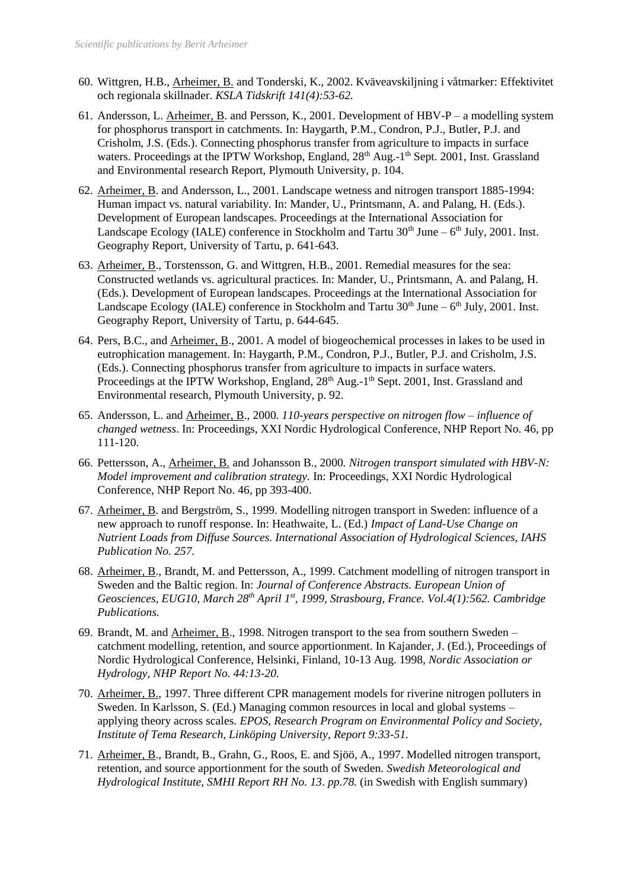60. Wittgren, H.B., Arheimer, B. and Tonderski, K., 2002. Kväveavskiljning i våtmarker: Effektivitet och regionala skillnader. *KSLA Tidskrift 141(4):53-62.*

61. Andersson, L. Arheimer, B. and Persson, K., 2001. Development of HBV-P – a modelling system for phosphorus transport in catchments. In: Haygarth, P.M., Condron, P.J., Butler, P.J. and Crisholm, J.S. (Eds.). Connecting phosphorus transfer from agriculture to impacts in surface waters. Proceedings at the IPTW Workshop, England, 28th Aug.-1th Sept. 2001, Inst. Grassland and Environmental research Report, Plymouth University, p. 104.

62. Arheimer, B. and Andersson, L., 2001. Landscape wetness and nitrogen transport 1885-1994: Human impact vs. natural variability. In: Mander, U., Printsmann, A. and Palang, H. (Eds.). Development of European landscapes. Proceedings at the International Association for Landscape Ecology (IALE) conference in Stockholm and Tartu 30th June – 6th July, 2001. Inst. Geography Report, University of Tartu, p. 641-643.

63. Arheimer, B., Torstensson, G. and Wittgren, H.B., 2001. Remedial measures for the sea: Constructed wetlands vs. agricultural practices. In: Mander, U., Printsmann, A. and Palang, H. (Eds.). Development of European landscapes. Proceedings at the International Association for Landscape Ecology (IALE) conference in Stockholm and Tartu 30th June – 6th July, 2001. Inst. Geography Report, University of Tartu, p. 644-645.

64. Pers, B.C., and Arheimer, B., 2001. A model of biogeochemical processes in lakes to be used in eutrophication management. In: Haygarth, P.M., Condron, P.J., Butler, P.J. and Crisholm, J.S. (Eds.). Connecting phosphorus transfer from agriculture to impacts in surface waters. Proceedings at the IPTW Workshop, England, 28th Aug.-1th Sept. 2001, Inst. Grassland and Environmental research, Plymouth University, p. 92.

65. Andersson, L. and Arheimer, B., 2000. *110-years perspective on nitrogen flow – influence of changed wetness*. In: Proceedings, XXI Nordic Hydrological Conference, NHP Report No. 46, pp 111-120.

66. Pettersson, A., Arheimer, B. and Johansson B., 2000. *Nitrogen transport simulated with HBV-N: Model improvement and calibration strategy.* In: Proceedings, XXI Nordic Hydrological Conference, NHP Report No. 46, pp 393-400.

67. Arheimer, B. and Bergström, S., 1999. Modelling nitrogen transport in Sweden: influence of a new approach to runoff response. In: Heathwaite, L. (Ed.) *Impact of Land-Use Change on Nutrient Loads from Diffuse Sources. International Association of Hydrological Sciences, IAHS Publication No. 257.*

68. Arheimer, B., Brandt, M. and Pettersson, A., 1999. Catchment modelling of nitrogen transport in Sweden and the Baltic region. In: *Journal of Conference Abstracts. European Union of Geosciences, EUG10, March 28th April 1st, 1999, Strasbourg, France. Vol.4(1):562. Cambridge Publications.*

69. Brandt, M. and Arheimer, B., 1998. Nitrogen transport to the sea from southern Sweden – catchment modelling, retention, and source apportionment. In Kajander, J. (Ed.), Proceedings of Nordic Hydrological Conference, Helsinki, Finland, 10-13 Aug. 1998, *Nordic Association or Hydrology, NHP Report No. 44:13-20.*

70. Arheimer, B., 1997. Three different CPR management models for riverine nitrogen polluters in Sweden. In Karlsson, S. (Ed.) Managing common resources in local and global systems – applying theory across scales. *EPOS, Research Program on Environmental Policy and Society, Institute of Tema Research, Linköping University, Report 9:33-51.*

71. Arheimer, B., Brandt, B., Grahn, G., Roos, E. and Sjöö, A., 1997. Modelled nitrogen transport, retention, and source apportionment for the south of Sweden. *Swedish Meteorological and Hydrological Institute, SMHI Report RH No. 13*. *pp.78.* (in Swedish with English summary)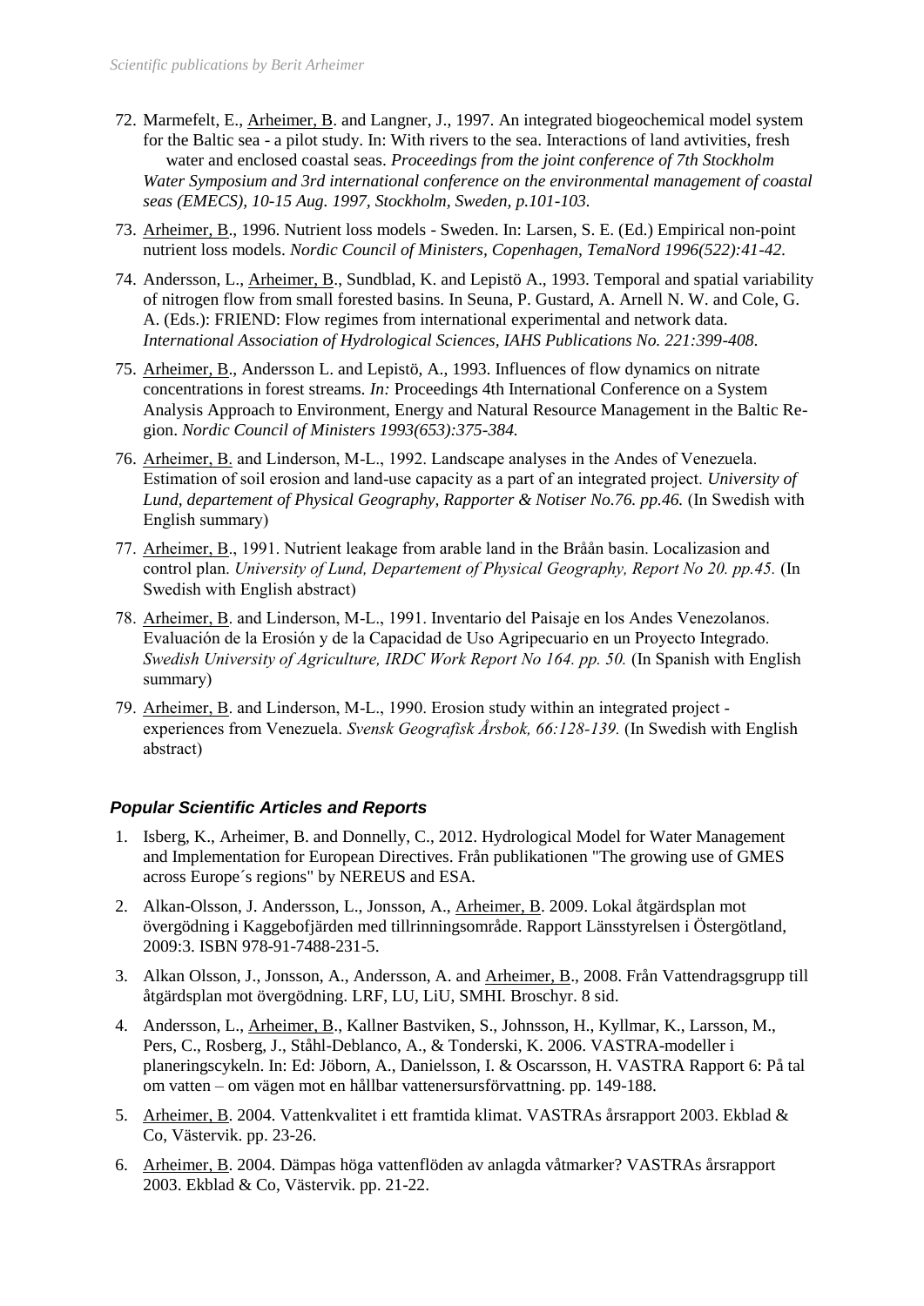72. Marmefelt, E., Arheimer, B. and Langner, J., 1997. An integrated biogeochemical model system for the Baltic sea - a pilot study. In: With rivers to the sea. Interactions of land avtivities, fresh water and enclosed coastal seas. *Proceedings from the joint conference of 7th Stockholm Water Symposium and 3rd international conference on the environmental management of coastal seas (EMECS), 10-15 Aug. 1997, Stockholm, Sweden, p.101-103.*

73. Arheimer, B., 1996. Nutrient loss models - Sweden. In: Larsen, S. E. (Ed.) Empirical non-point nutrient loss models. *Nordic Council of Ministers, Copenhagen, TemaNord 1996(522):41-42.*

74. Andersson, L., Arheimer, B., Sundblad, K. and Lepistö A., 1993. Temporal and spatial variability of nitrogen flow from small forested basins. In Seuna, P. Gustard, A. Arnell N. W. and Cole, G. A. (Eds.): FRIEND: Flow regimes from international experimental and network data. *International Association of Hydrological Sciences, IAHS Publications No. 221:399-408.*

75. Arheimer, B., Andersson L. and Lepistö, A., 1993. Influences of flow dynamics on nitrate concentrations in forest streams. *In:* Proceedings 4th International Conference on a System Analysis Approach to Environment, Energy and Natural Resource Management in the Baltic Region. *Nordic Council of Ministers 1993(653):375-384.*

76. Arheimer, B. and Linderson, M-L., 1992. Landscape analyses in the Andes of Venezuela. Estimation of soil erosion and land-use capacity as a part of an integrated project. *University of Lund, departement of Physical Geography, Rapporter & Notiser No.76. pp.46.* (In Swedish with English summary)

77. Arheimer, B., 1991. Nutrient leakage from arable land in the Bråån basin. Localizasion and control plan. *University of Lund, Departement of Physical Geography, Report No 20. pp.45.* (In Swedish with English abstract)

78. Arheimer, B. and Linderson, M-L., 1991. Inventario del Paisaje en los Andes Venezolanos. Evaluación de la Erosión y de la Capacidad de Uso Agripecuario en un Proyecto Integrado. *Swedish University of Agriculture, IRDC Work Report No 164. pp. 50.* (In Spanish with English summary)

79. Arheimer, B. and Linderson, M-L., 1990. Erosion study within an integrated project - experiences from Venezuela. *Svensk Geografisk Årsbok, 66:128-139.* (In Swedish with English abstract)

### Popular Scientific Articles and Reports

1. Isberg, K., Arheimer, B. and Donnelly, C., 2012. Hydrological Model for Water Management and Implementation for European Directives. Från publikationen "The growing use of GMES across Europe´s regions" by NEREUS and ESA.

2. Alkan-Olsson, J. Andersson, L., Jonsson, A., Arheimer, B. 2009. Lokal åtgärdsplan mot övergödning i Kaggebofjärden med tillrinningsområde. Rapport Länsstyrelsen i Östergötland, 2009:3. ISBN 978-91-7488-231-5.

3. Alkan Olsson, J., Jonsson, A., Andersson, A. and Arheimer, B., 2008. Från Vattendragsgrupp till åtgärdsplan mot övergödning. LRF, LU, LiU, SMHI. Broschyr. 8 sid.

4. Andersson, L., Arheimer, B., Kallner Bastviken, S., Johnsson, H., Kyllmar, K., Larsson, M., Pers, C., Rosberg, J., Ståhl-Deblanco, A., & Tonderski, K. 2006. VASTRA-modeller i planeringscykeln. In: Ed: Jöborn, A., Danielsson, I. & Oscarsson, H. VASTRA Rapport 6: På tal om vatten – om vägen mot en hållbar vattenersursförvattning. pp. 149-188.

5. Arheimer, B. 2004. Vattenkvalitet i ett framtida klimat. VASTRAs årsrapport 2003. Ekblad & Co, Västervik. pp. 23-26.

6. Arheimer, B. 2004. Dämpas höga vattenflöden av anlagda våtmarker? VASTRAs årsrapport 2003. Ekblad & Co, Västervik. pp. 21-22.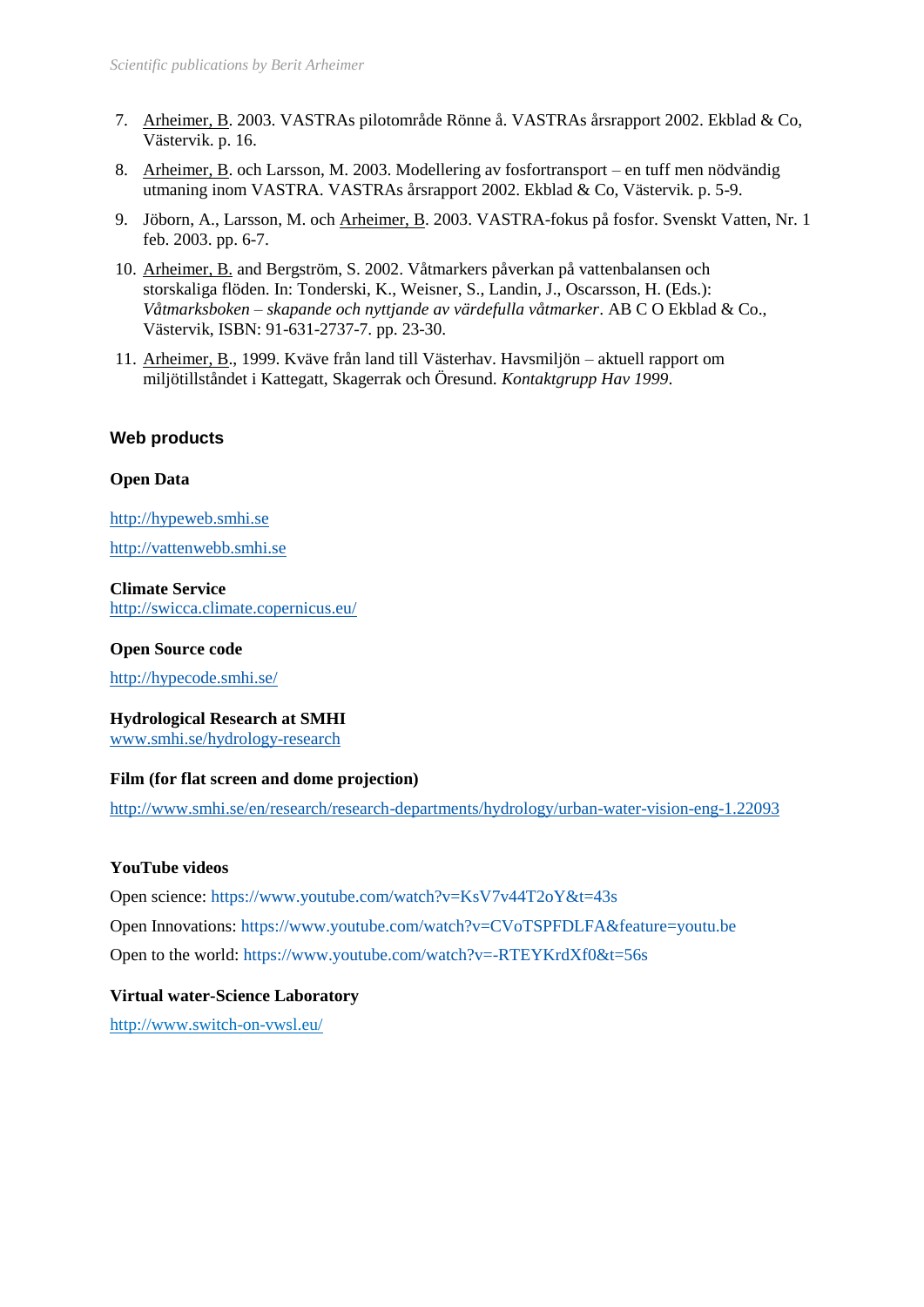7. Arheimer, B. 2003. VASTRAs pilotområde Rönne å. VASTRAs årsrapport 2002. Ekblad & Co, Västervik. p. 16.
8. Arheimer, B. och Larsson, M. 2003. Modellering av fosfortransport – en tuff men nödvändig utmaning inom VASTRA. VASTRAs årsrapport 2002. Ekblad & Co, Västervik. p. 5-9.
9. Jöborn, A., Larsson, M. och Arheimer, B. 2003. VASTRA-fokus på fosfor. Svenskt Vatten, Nr. 1 feb. 2003. pp. 6-7.
10. Arheimer, B. and Bergström, S. 2002. Våtmarkers påverkan på vattenbalansen och storskaliga flöden. In: Tonderski, K., Weisner, S., Landin, J., Oscarsson, H. (Eds.): *Våtmarksboken – skapande och nyttjande av värdefulla våtmarker*. AB C O Ekblad & Co., Västervik, ISBN: 91-631-2737-7. pp. 23-30.
11. Arheimer, B., 1999. Kväve från land till Västerhav. Havsmiljön – aktuell rapport om miljötillståndet i Kattegatt, Skagerrak och Öresund. *Kontaktgrupp Hav 1999*.

## Web products

### Open Data

http://hypeweb.smhi.se

http://vattenwebb.smhi.se

### Climate Service

http://swicca.climate.copernicus.eu/

### Open Source code

http://hypecode.smhi.se/

### Hydrological Research at SMHI

www.smhi.se/hydrology-research

### Film (for flat screen and dome projection)

http://www.smhi.se/en/research/research-departments/hydrology/urban-water-vision-eng-1.22093

### YouTube videos

Open science: https://www.youtube.com/watch?v=KsV7v44T2oY&t=43s

Open Innovations: https://www.youtube.com/watch?v=CVoTSPFDLFA&feature=youtu.be

Open to the world: https://www.youtube.com/watch?v=-RTEYKrdXf0&t=56s

### Virtual water-Science Laboratory

http://www.switch-on-vwsl.eu/